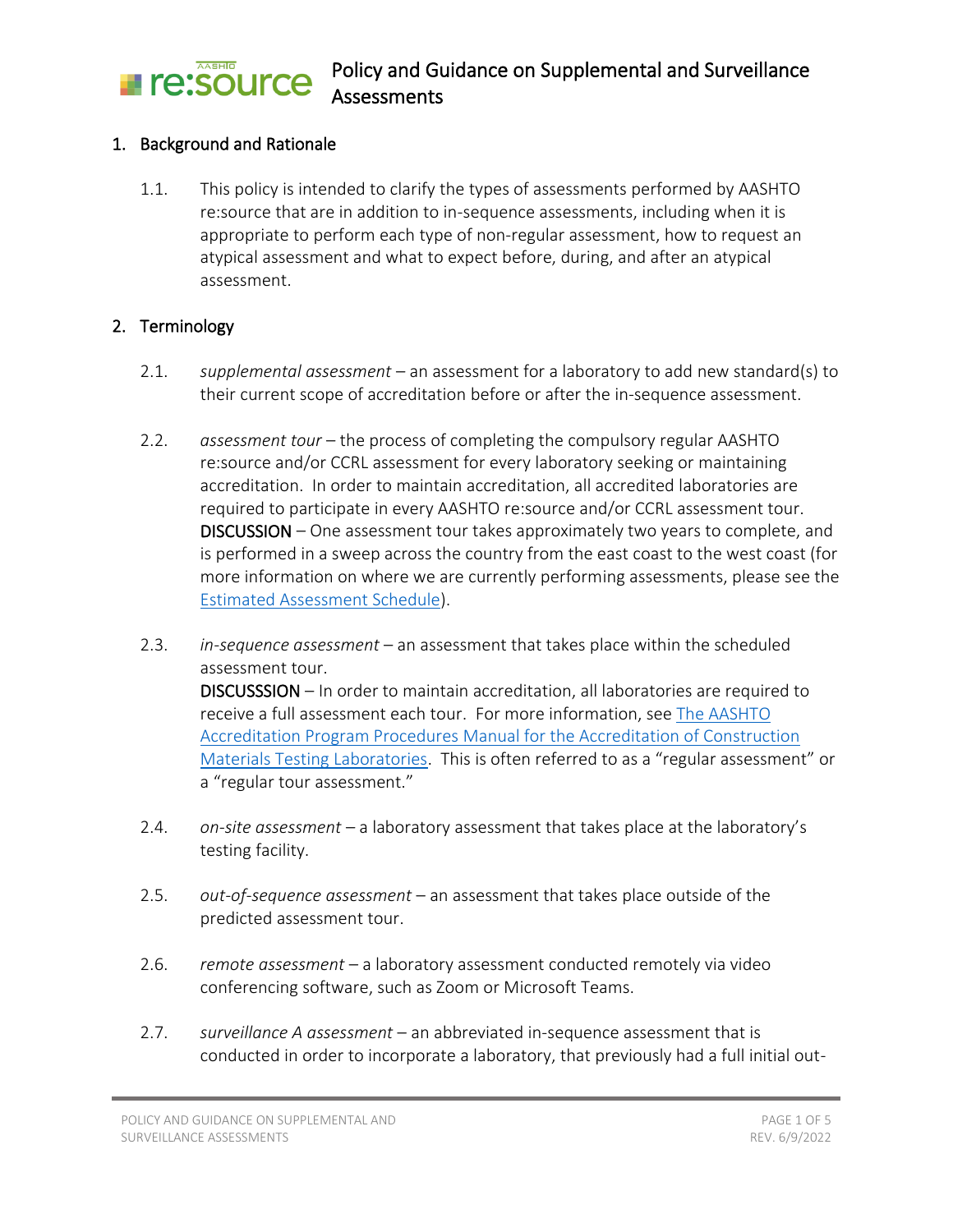# Policy and Guidance on Supplemental and Surveillance Assessments

## 1. Background and Rationale

1.1. This policy is intended to clarify the types of assessments performed by AASHTO re:source that are in addition to in-sequence assessments, including when it is appropriate to perform each type of non-regular assessment, how to request an atypical assessment and what to expect before, during, and after an atypical assessment.

## 2. Terminology

2.1. *supplemental assessment* – an assessment for a laboratory to add new standard(s) to their current scope of accreditation before or after the in-sequence assessment.

2.2. *assessment tour* – the process of completing the compulsory regular AASHTO re:source and/or CCRL assessment for every laboratory seeking or maintaining accreditation. In order to maintain accreditation, all accredited laboratories are required to participate in every AASHTO re:source and/or CCRL assessment tour.
**DISCUSSION** – One assessment tour takes approximately two years to complete, and is performed in a sweep across the country from the east coast to the west coast (for more information on where we are currently performing assessments, please see the Estimated Assessment Schedule).

2.3. *in-sequence assessment* – an assessment that takes place within the scheduled assessment tour.
**DISCUSSSION** – In order to maintain accreditation, all laboratories are required to receive a full assessment each tour. For more information, see The AASHTO Accreditation Program Procedures Manual for the Accreditation of Construction Materials Testing Laboratories. This is often referred to as a "regular assessment" or a "regular tour assessment."

2.4. *on-site assessment* – a laboratory assessment that takes place at the laboratory's testing facility.

2.5. *out-of-sequence assessment* – an assessment that takes place outside of the predicted assessment tour.

2.6. *remote assessment* – a laboratory assessment conducted remotely via video conferencing software, such as Zoom or Microsoft Teams.

2.7. *surveillance A assessment* – an abbreviated in-sequence assessment that is conducted in order to incorporate a laboratory, that previously had a full initial out-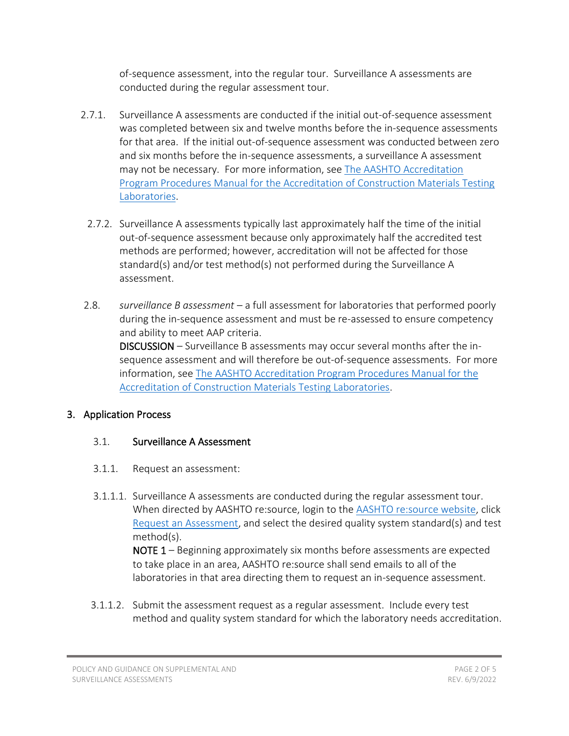of-sequence assessment, into the regular tour. Surveillance A assessments are conducted during the regular assessment tour.

2.7.1. Surveillance A assessments are conducted if the initial out-of-sequence assessment was completed between six and twelve months before the in-sequence assessments for that area. If the initial out-of-sequence assessment was conducted between zero and six months before the in-sequence assessments, a surveillance A assessment may not be necessary. For more information, see [The AASHTO Accreditation Program Procedures Manual for the Accreditation of Construction Materials Testing Laboratories]().

2.7.2. Surveillance A assessments typically last approximately half the time of the initial out-of-sequence assessment because only approximately half the accredited test methods are performed; however, accreditation will not be affected for those standard(s) and/or test method(s) not performed during the Surveillance A assessment.

2.8. *surveillance B assessment* – a full assessment for laboratories that performed poorly during the in-sequence assessment and must be re-assessed to ensure competency and ability to meet AAP criteria.
**DISCUSSION** – Surveillance B assessments may occur several months after the in-sequence assessment and will therefore be out-of-sequence assessments. For more information, see [The AASHTO Accreditation Program Procedures Manual for the Accreditation of Construction Materials Testing Laboratories]().

## 3. Application Process

### 3.1. Surveillance A Assessment

3.1.1. Request an assessment:

3.1.1.1. Surveillance A assessments are conducted during the regular assessment tour. When directed by AASHTO re:source, login to the [AASHTO re:source website](), click [Request an Assessment](), and select the desired quality system standard(s) and test method(s).
**NOTE 1** – Beginning approximately six months before assessments are expected to take place in an area, AASHTO re:source shall send emails to all of the laboratories in that area directing them to request an in-sequence assessment.

3.1.1.2. Submit the assessment request as a regular assessment. Include every test method and quality system standard for which the laboratory needs accreditation.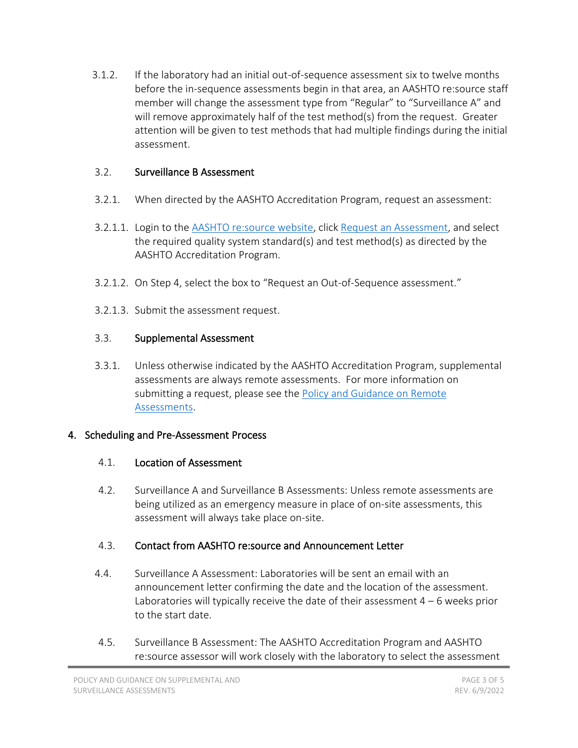3.1.2. If the laboratory had an initial out-of-sequence assessment six to twelve months before the in-sequence assessments begin in that area, an AASHTO re:source staff member will change the assessment type from "Regular" to "Surveillance A" and will remove approximately half of the test method(s) from the request. Greater attention will be given to test methods that had multiple findings during the initial assessment.

### 3.2. Surveillance B Assessment

3.2.1. When directed by the AASHTO Accreditation Program, request an assessment:

3.2.1.1. Login to the [AASHTO re:source website](), click [Request an Assessment](), and select the required quality system standard(s) and test method(s) as directed by the AASHTO Accreditation Program.

3.2.1.2. On Step 4, select the box to "Request an Out-of-Sequence assessment."

3.2.1.3. Submit the assessment request.

### 3.3. Supplemental Assessment

3.3.1. Unless otherwise indicated by the AASHTO Accreditation Program, supplemental assessments are always remote assessments. For more information on submitting a request, please see the [Policy and Guidance on Remote Assessments]().

## 4. Scheduling and Pre-Assessment Process

### 4.1. Location of Assessment

4.2. Surveillance A and Surveillance B Assessments: Unless remote assessments are being utilized as an emergency measure in place of on-site assessments, this assessment will always take place on-site.

### 4.3. Contact from AASHTO re:source and Announcement Letter

4.4. Surveillance A Assessment: Laboratories will be sent an email with an announcement letter confirming the date and the location of the assessment. Laboratories will typically receive the date of their assessment 4 – 6 weeks prior to the start date.

4.5. Surveillance B Assessment: The AASHTO Accreditation Program and AASHTO re:source assessor will work closely with the laboratory to select the assessment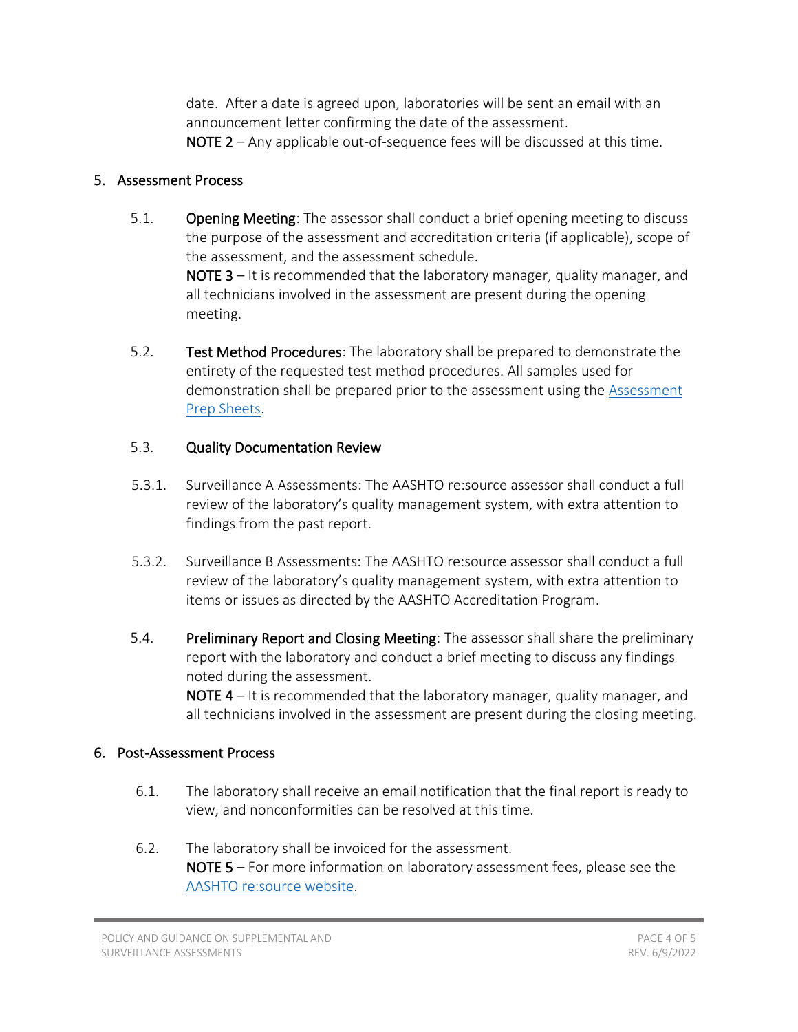date. After a date is agreed upon, laboratories will be sent an email with an announcement letter confirming the date of the assessment.

**NOTE 2** – Any applicable out-of-sequence fees will be discussed at this time.

## 5. Assessment Process

5.1. **Opening Meeting**: The assessor shall conduct a brief opening meeting to discuss the purpose of the assessment and accreditation criteria (if applicable), scope of the assessment, and the assessment schedule.

**NOTE 3** – It is recommended that the laboratory manager, quality manager, and all technicians involved in the assessment are present during the opening meeting.

5.2. **Test Method Procedures**: The laboratory shall be prepared to demonstrate the entirety of the requested test method procedures. All samples used for demonstration shall be prepared prior to the assessment using the [Assessment Prep Sheets].

5.3. **Quality Documentation Review**

5.3.1. Surveillance A Assessments: The AASHTO re:source assessor shall conduct a full review of the laboratory's quality management system, with extra attention to findings from the past report.

5.3.2. Surveillance B Assessments: The AASHTO re:source assessor shall conduct a full review of the laboratory's quality management system, with extra attention to items or issues as directed by the AASHTO Accreditation Program.

5.4. **Preliminary Report and Closing Meeting**: The assessor shall share the preliminary report with the laboratory and conduct a brief meeting to discuss any findings noted during the assessment.

**NOTE 4** – It is recommended that the laboratory manager, quality manager, and all technicians involved in the assessment are present during the closing meeting.

## 6. Post-Assessment Process

6.1. The laboratory shall receive an email notification that the final report is ready to view, and nonconformities can be resolved at this time.

6.2. The laboratory shall be invoiced for the assessment.

**NOTE 5** – For more information on laboratory assessment fees, please see the [AASHTO re:source website].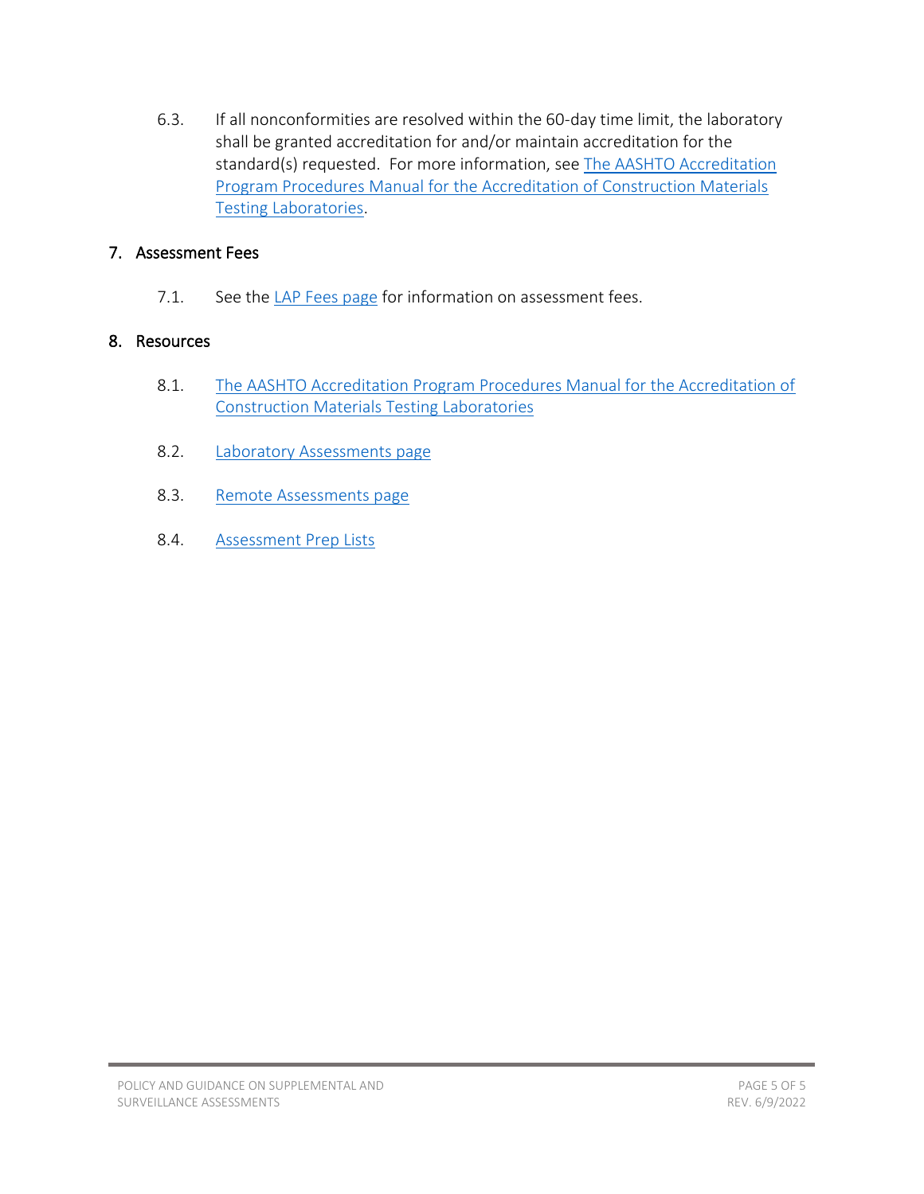6.3. If all nonconformities are resolved within the 60-day time limit, the laboratory shall be granted accreditation for and/or maintain accreditation for the standard(s) requested. For more information, see The AASHTO Accreditation Program Procedures Manual for the Accreditation of Construction Materials Testing Laboratories.

## 7. Assessment Fees

7.1. See the LAP Fees page for information on assessment fees.

## 8. Resources

8.1. The AASHTO Accreditation Program Procedures Manual for the Accreditation of Construction Materials Testing Laboratories

8.2. Laboratory Assessments page

8.3. Remote Assessments page

8.4. Assessment Prep Lists